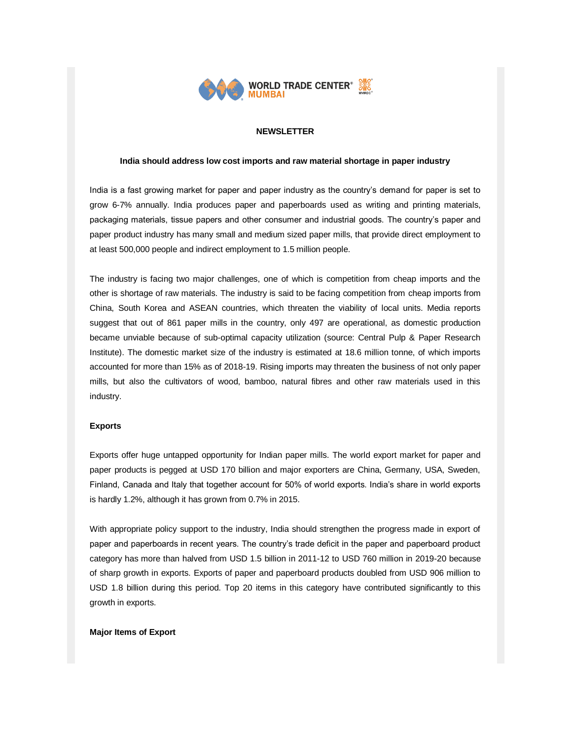WORLD TRADE CENTER® MUMBAI

## NEWSLETTER

### India should address low cost imports and raw material shortage in paper industry

India is a fast growing market for paper and paper industry as the country's demand for paper is set to grow 6-7% annually. India produces paper and paperboards used as writing and printing materials, packaging materials, tissue papers and other consumer and industrial goods. The country's paper and paper product industry has many small and medium sized paper mills, that provide direct employment to at least 500,000 people and indirect employment to 1.5 million people.

The industry is facing two major challenges, one of which is competition from cheap imports and the other is shortage of raw materials. The industry is said to be facing competition from cheap imports from China, South Korea and ASEAN countries, which threaten the viability of local units. Media reports suggest that out of 861 paper mills in the country, only 497 are operational, as domestic production became unviable because of sub-optimal capacity utilization (source: Central Pulp & Paper Research Institute). The domestic market size of the industry is estimated at 18.6 million tonne, of which imports accounted for more than 15% as of 2018-19. Rising imports may threaten the business of not only paper mills, but also the cultivators of wood, bamboo, natural fibres and other raw materials used in this industry.

**Exports**

Exports offer huge untapped opportunity for Indian paper mills. The world export market for paper and paper products is pegged at USD 170 billion and major exporters are China, Germany, USA, Sweden, Finland, Canada and Italy that together account for 50% of world exports. India's share in world exports is hardly 1.2%, although it has grown from 0.7% in 2015.

With appropriate policy support to the industry, India should strengthen the progress made in export of paper and paperboards in recent years. The country's trade deficit in the paper and paperboard product category has more than halved from USD 1.5 billion in 2011-12 to USD 760 million in 2019-20 because of sharp growth in exports. Exports of paper and paperboard products doubled from USD 906 million to USD 1.8 billion during this period. Top 20 items in this category have contributed significantly to this growth in exports.

**Major Items of Export**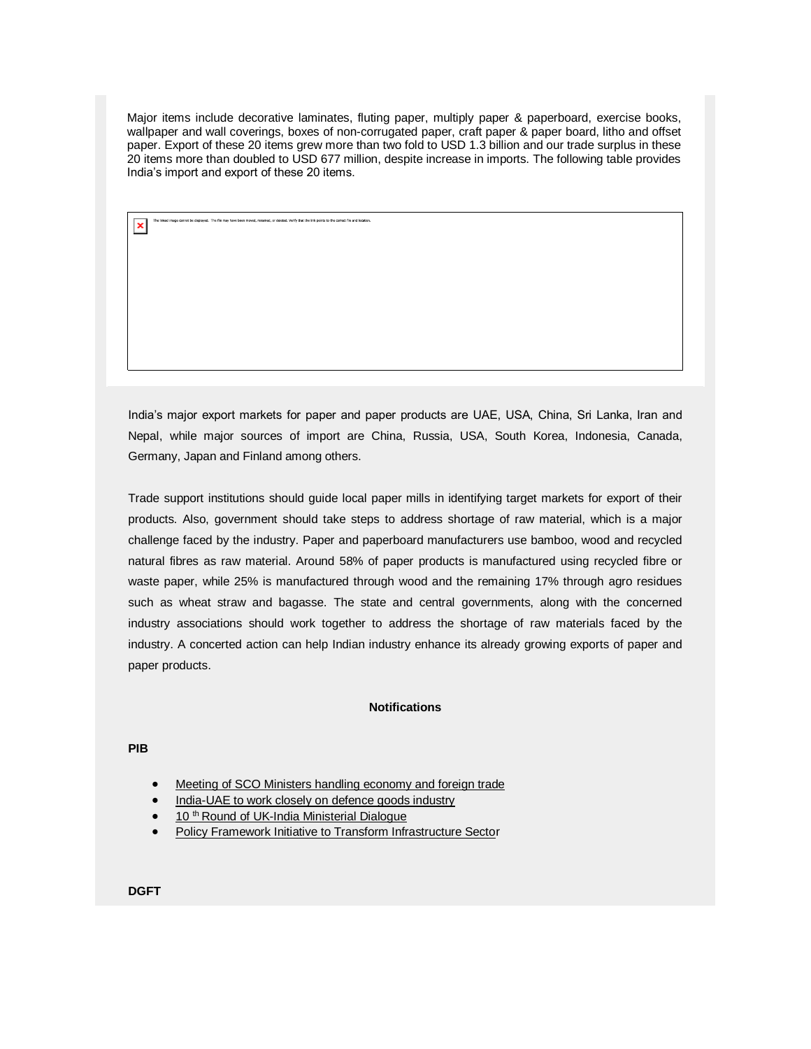Major items include decorative laminates, fluting paper, multiply paper & paperboard, exercise books, wallpaper and wall coverings, boxes of non-corrugated paper, craft paper & paper board, litho and offset paper. Export of these 20 items grew more than two fold to USD 1.3 billion and our trade surplus in these 20 items more than doubled to USD 677 million, despite increase in imports. The following table provides India's import and export of these 20 items.

The linked image cannot be displayed. The file may have been moved, renamed, or deleted. Verify that the link points to the correct file and location.

India's major export markets for paper and paper products are UAE, USA, China, Sri Lanka, Iran and Nepal, while major sources of import are China, Russia, USA, South Korea, Indonesia, Canada, Germany, Japan and Finland among others.

Trade support institutions should guide local paper mills in identifying target markets for export of their products. Also, government should take steps to address shortage of raw material, which is a major challenge faced by the industry. Paper and paperboard manufacturers use bamboo, wood and recycled natural fibres as raw material. Around 58% of paper products is manufactured using recycled fibre or waste paper, while 25% is manufactured through wood and the remaining 17% through agro residues such as wheat straw and bagasse. The state and central governments, along with the concerned industry associations should work together to address the shortage of raw materials faced by the industry. A concerted action can help Indian industry enhance its already growing exports of paper and paper products.

**Notifications**

**PIB**

- Meeting of SCO Ministers handling economy and foreign trade
- India-UAE to work closely on defence goods industry
- 10 th Round of UK-India Ministerial Dialogue
- Policy Framework Initiative to Transform Infrastructure Sector

**DGFT**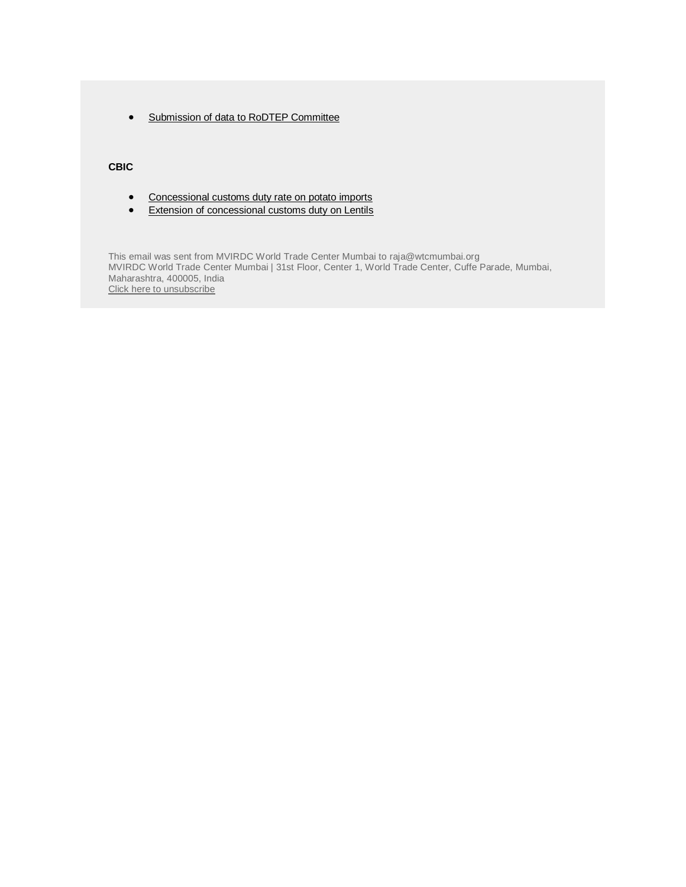- Submission of data to RoDTEP Committee

**CBIC**

- Concessional customs duty rate on potato imports
- Extension of concessional customs duty on Lentils

This email was sent from MVIRDC World Trade Center Mumbai to raja@wtcmumbai.org
MVIRDC World Trade Center Mumbai | 31st Floor, Center 1, World Trade Center, Cuffe Parade, Mumbai, Maharashtra, 400005, India
Click here to unsubscribe